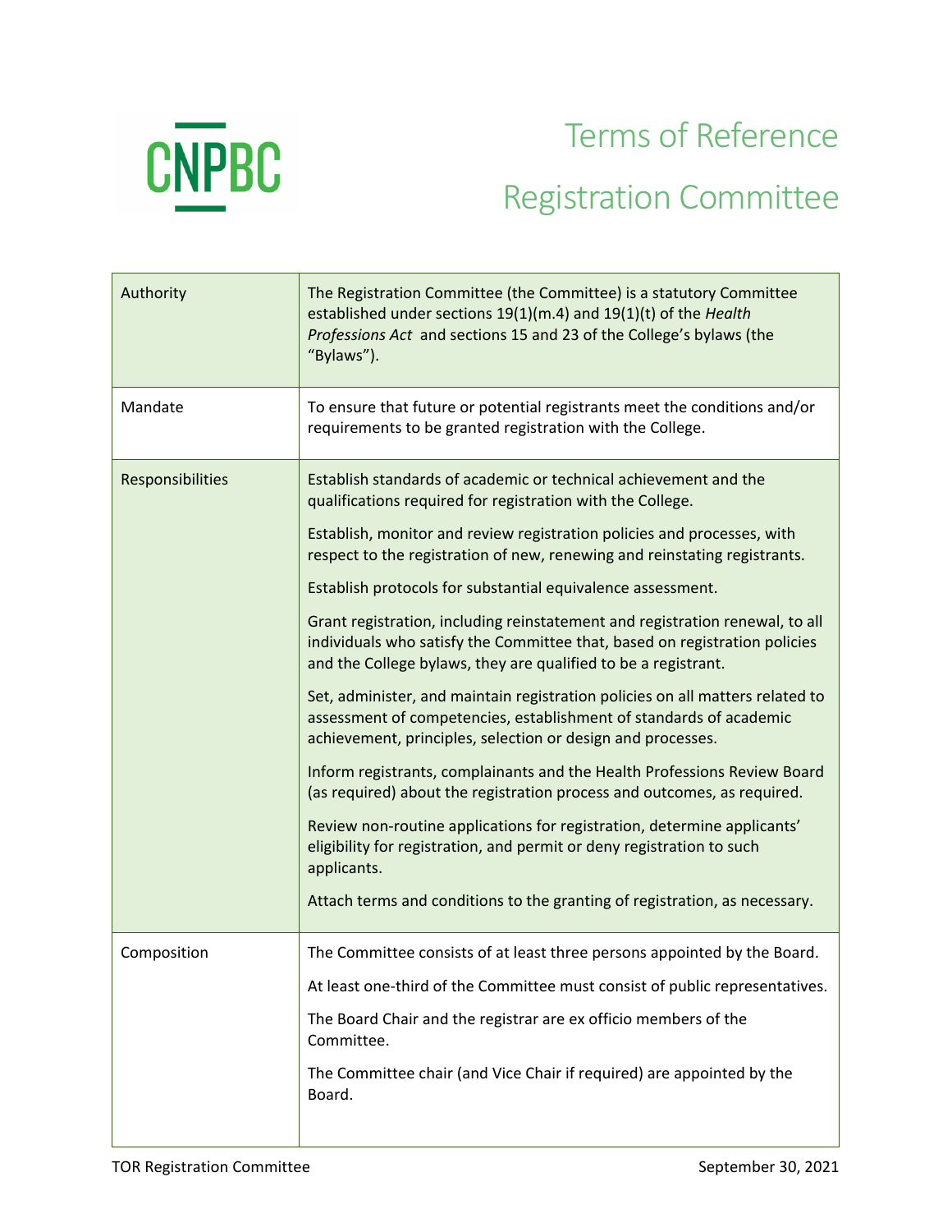CNPBC

# Terms of Reference

# Registration Committee

| | |
|---|---|
| Authority | The Registration Committee (the Committee) is a statutory Committee established under sections 19(1)(m.4) and 19(1)(t) of the *Health Professions Act* and sections 15 and 23 of the College's bylaws (the "Bylaws"). |
| Mandate | To ensure that future or potential registrants meet the conditions and/or requirements to be granted registration with the College. |
| Responsibilities | Establish standards of academic or technical achievement and the qualifications required for registration with the College.<br><br>Establish, monitor and review registration policies and processes, with respect to the registration of new, renewing and reinstating registrants.<br><br>Establish protocols for substantial equivalence assessment.<br><br>Grant registration, including reinstatement and registration renewal, to all individuals who satisfy the Committee that, based on registration policies and the College bylaws, they are qualified to be a registrant.<br><br>Set, administer, and maintain registration policies on all matters related to assessment of competencies, establishment of standards of academic achievement, principles, selection or design and processes.<br><br>Inform registrants, complainants and the Health Professions Review Board (as required) about the registration process and outcomes, as required.<br><br>Review non-routine applications for registration, determine applicants' eligibility for registration, and permit or deny registration to such applicants.<br><br>Attach terms and conditions to the granting of registration, as necessary. |
| Composition | The Committee consists of at least three persons appointed by the Board.<br><br>At least one-third of the Committee must consist of public representatives.<br><br>The Board Chair and the registrar are ex officio members of the Committee.<br><br>The Committee chair (and Vice Chair if required) are appointed by the Board. |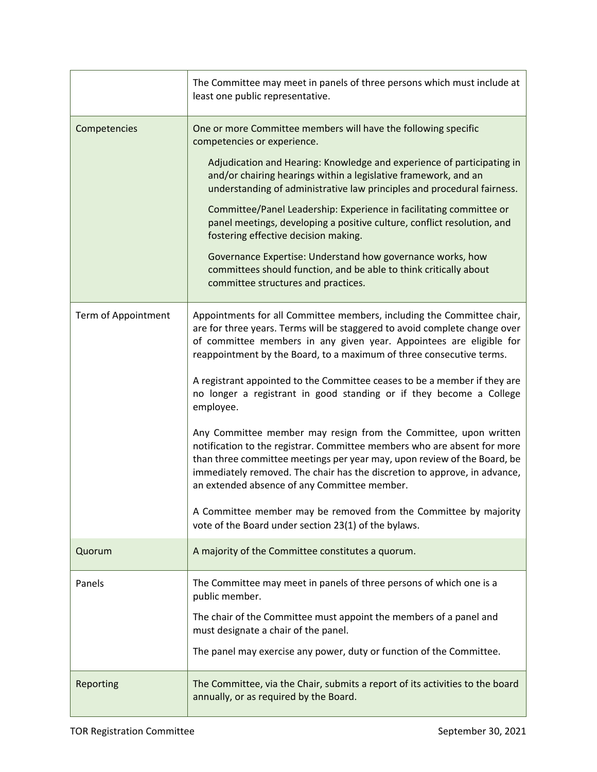| | |
|---|---|
| | The Committee may meet in panels of three persons which must include at least one public representative. |
| Competencies | One or more Committee members will have the following specific competencies or experience.<br><br>Adjudication and Hearing: Knowledge and experience of participating in and/or chairing hearings within a legislative framework, and an understanding of administrative law principles and procedural fairness.<br><br>Committee/Panel Leadership: Experience in facilitating committee or panel meetings, developing a positive culture, conflict resolution, and fostering effective decision making.<br><br>Governance Expertise: Understand how governance works, how committees should function, and be able to think critically about committee structures and practices. |
| Term of Appointment | Appointments for all Committee members, including the Committee chair, are for three years. Terms will be staggered to avoid complete change over of committee members in any given year. Appointees are eligible for reappointment by the Board, to a maximum of three consecutive terms.<br><br>A registrant appointed to the Committee ceases to be a member if they are no longer a registrant in good standing or if they become a College employee.<br><br>Any Committee member may resign from the Committee, upon written notification to the registrar. Committee members who are absent for more than three committee meetings per year may, upon review of the Board, be immediately removed. The chair has the discretion to approve, in advance, an extended absence of any Committee member.<br><br>A Committee member may be removed from the Committee by majority vote of the Board under section 23(1) of the bylaws. |
| Quorum | A majority of the Committee constitutes a quorum. |
| Panels | The Committee may meet in panels of three persons of which one is a public member.<br><br>The chair of the Committee must appoint the members of a panel and must designate a chair of the panel.<br><br>The panel may exercise any power, duty or function of the Committee. |
| Reporting | The Committee, via the Chair, submits a report of its activities to the board annually, or as required by the Board. |

TOR Registration Committee — September 30, 2021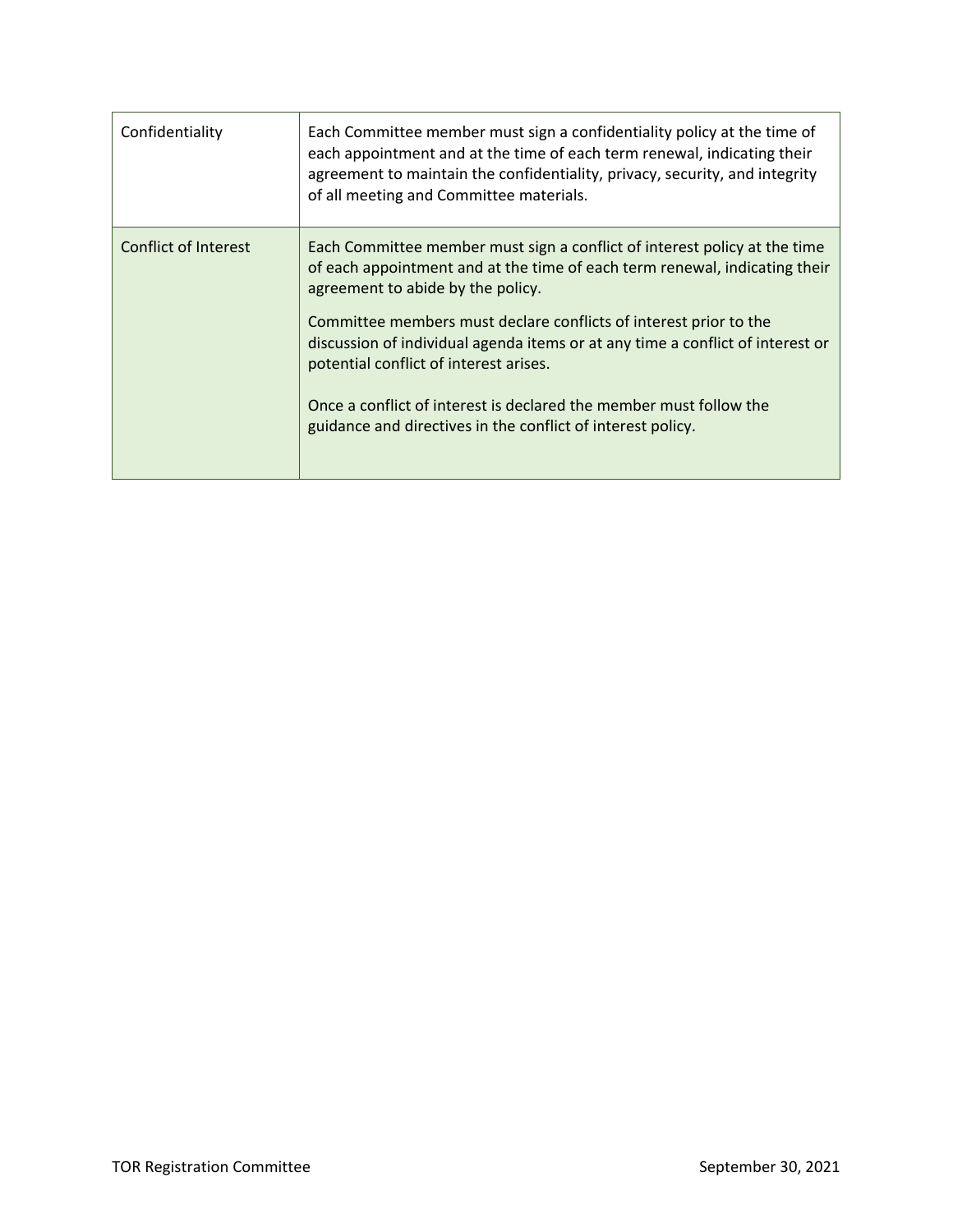| | |
|---|---|
| Confidentiality | Each Committee member must sign a confidentiality policy at the time of each appointment and at the time of each term renewal, indicating their agreement to maintain the confidentiality, privacy, security, and integrity of all meeting and Committee materials. |
| Conflict of Interest | Each Committee member must sign a conflict of interest policy at the time of each appointment and at the time of each term renewal, indicating their agreement to abide by the policy.<br><br>Committee members must declare conflicts of interest prior to the discussion of individual agenda items or at any time a conflict of interest or potential conflict of interest arises.<br><br>Once a conflict of interest is declared the member must follow the guidance and directives in the conflict of interest policy. |